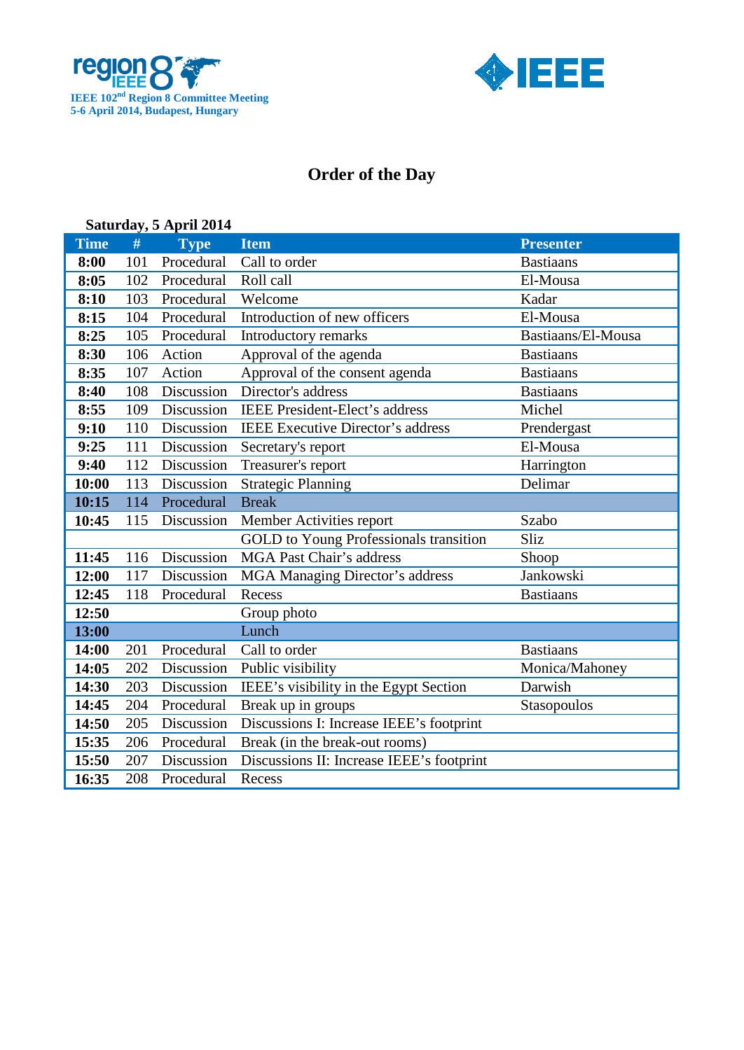IEEE 102nd Region 8 Committee Meeting
5-6 April 2014, Budapest, Hungary

# Order of the Day

**Saturday, 5 April 2014**

| Time | # | Type | Item | Presenter |
|---|---|---|---|---|
| **8:00** | 101 | Procedural | Call to order | Bastiaans |
| **8:05** | 102 | Procedural | Roll call | El-Mousa |
| **8:10** | 103 | Procedural | Welcome | Kadar |
| **8:15** | 104 | Procedural | Introduction of new officers | El-Mousa |
| **8:25** | 105 | Procedural | Introductory remarks | Bastiaans/El-Mousa |
| **8:30** | 106 | Action | Approval of the agenda | Bastiaans |
| **8:35** | 107 | Action | Approval of the consent agenda | Bastiaans |
| **8:40** | 108 | Discussion | Director's address | Bastiaans |
| **8:55** | 109 | Discussion | IEEE President-Elect's address | Michel |
| **9:10** | 110 | Discussion | IEEE Executive Director's address | Prendergast |
| **9:25** | 111 | Discussion | Secretary's report | El-Mousa |
| **9:40** | 112 | Discussion | Treasurer's report | Harrington |
| **10:00** | 113 | Discussion | Strategic Planning | Delimar |
| **10:15** | 114 | Procedural | Break | |
| **10:45** | 115 | Discussion | Member Activities report | Szabo |
| | | | GOLD to Young Professionals transition | Sliz |
| **11:45** | 116 | Discussion | MGA Past Chair's address | Shoop |
| **12:00** | 117 | Discussion | MGA Managing Director's address | Jankowski |
| **12:45** | 118 | Procedural | Recess | Bastiaans |
| **12:50** | | | Group photo | |
| **13:00** | | | Lunch | |
| **14:00** | 201 | Procedural | Call to order | Bastiaans |
| **14:05** | 202 | Discussion | Public visibility | Monica/Mahoney |
| **14:30** | 203 | Discussion | IEEE's visibility in the Egypt Section | Darwish |
| **14:45** | 204 | Procedural | Break up in groups | Stasopoulos |
| **14:50** | 205 | Discussion | Discussions I: Increase IEEE's footprint | |
| **15:35** | 206 | Procedural | Break (in the break-out rooms) | |
| **15:50** | 207 | Discussion | Discussions II: Increase IEEE's footprint | |
| **16:35** | 208 | Procedural | Recess | |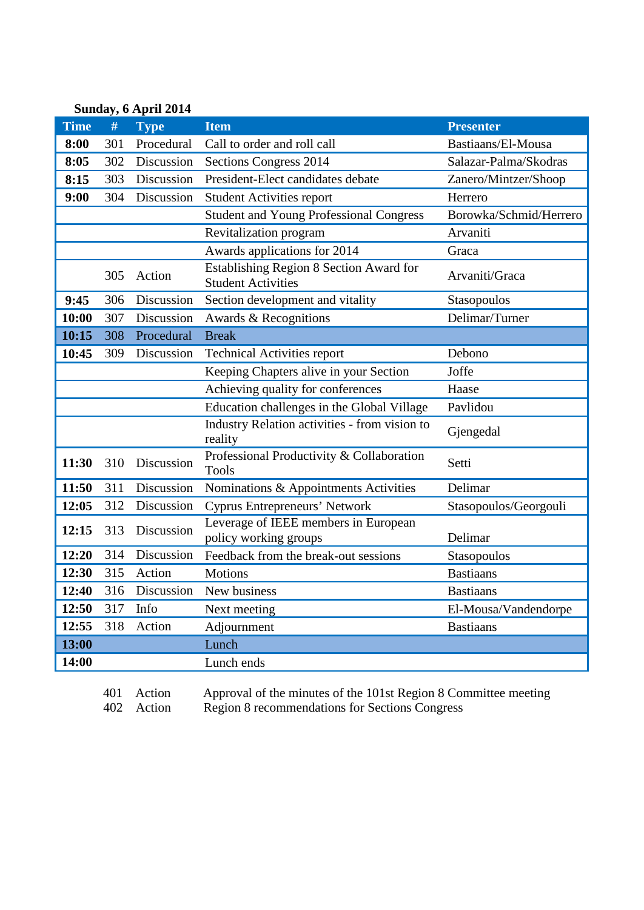**Sunday, 6 April 2014**

| Time | # | Type | Item | Presenter |
|---|---|---|---|---|
| **8:00** | 301 | Procedural | Call to order and roll call | Bastiaans/El-Mousa |
| **8:05** | 302 | Discussion | Sections Congress 2014 | Salazar-Palma/Skodras |
| **8:15** | 303 | Discussion | President-Elect candidates debate | Zanero/Mintzer/Shoop |
| **9:00** | 304 | Discussion | Student Activities report | Herrero |
| | | | Student and Young Professional Congress | Borowka/Schmid/Herrero |
| | | | Revitalization program | Arvaniti |
| | | | Awards applications for 2014 | Graca |
| | 305 | Action | Establishing Region 8 Section Award for Student Activities | Arvaniti/Graca |
| **9:45** | 306 | Discussion | Section development and vitality | Stasopoulos |
| **10:00** | 307 | Discussion | Awards & Recognitions | Delimar/Turner |
| **10:15** | 308 | Procedural | Break | |
| **10:45** | 309 | Discussion | Technical Activities report | Debono |
| | | | Keeping Chapters alive in your Section | Joffe |
| | | | Achieving quality for conferences | Haase |
| | | | Education challenges in the Global Village | Pavlidou |
| | | | Industry Relation activities - from vision to reality | Gjengedal |
| **11:30** | 310 | Discussion | Professional Productivity & Collaboration Tools | Setti |
| **11:50** | 311 | Discussion | Nominations & Appointments Activities | Delimar |
| **12:05** | 312 | Discussion | Cyprus Entrepreneurs' Network | Stasopoulos/Georgouli |
| **12:15** | 313 | Discussion | Leverage of IEEE members in European policy working groups | Delimar |
| **12:20** | 314 | Discussion | Feedback from the break-out sessions | Stasopoulos |
| **12:30** | 315 | Action | Motions | Bastiaans |
| **12:40** | 316 | Discussion | New business | Bastiaans |
| **12:50** | 317 | Info | Next meeting | El-Mousa/Vandendorpe |
| **12:55** | 318 | Action | Adjournment | Bastiaans |
| **13:00** | | | Lunch | |
| **14:00** | | | Lunch ends | |

401 Action Approval of the minutes of the 101st Region 8 Committee meeting
402 Action Region 8 recommendations for Sections Congress